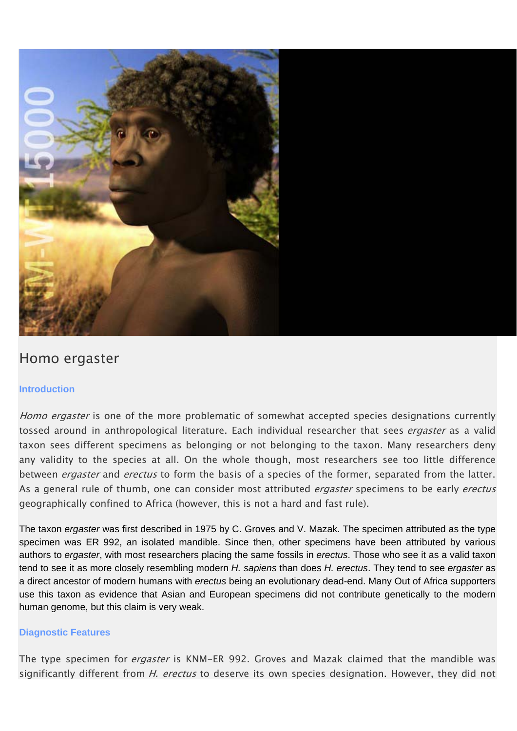# Homo ergaster

## Introduction

*Homo ergaster* is one of the more problematic of somewhat accepted species designations currently tossed around in anthropological literature. Each individual researcher that sees *ergaster* as a valid taxon sees different specimens as belonging or not belonging to the taxon. Many researchers deny any validity to the species at all. On the whole though, most researchers see too little difference between *ergaster* and *erectus* to form the basis of a species of the former, separated from the latter. As a general rule of thumb, one can consider most attributed *ergaster* specimens to be early *erectus* geographically confined to Africa (however, this is not a hard and fast rule).

The taxon *ergaster* was first described in 1975 by C. Groves and V. Mazak. The specimen attributed as the type specimen was ER 992, an isolated mandible. Since then, other specimens have been attributed by various authors to *ergaster*, with most researchers placing the same fossils in *erectus*. Those who see it as a valid taxon tend to see it as more closely resembling modern *H. sapiens* than does *H. erectus*. They tend to see *ergaster* as a direct ancestor of modern humans with *erectus* being an evolutionary dead-end. Many Out of Africa supporters use this taxon as evidence that Asian and European specimens did not contribute genetically to the modern human genome, but this claim is very weak.

## Diagnostic Features

The type specimen for *ergaster* is KNM-ER 992. Groves and Mazak claimed that the mandible was significantly different from *H. erectus* to deserve its own species designation. However, they did not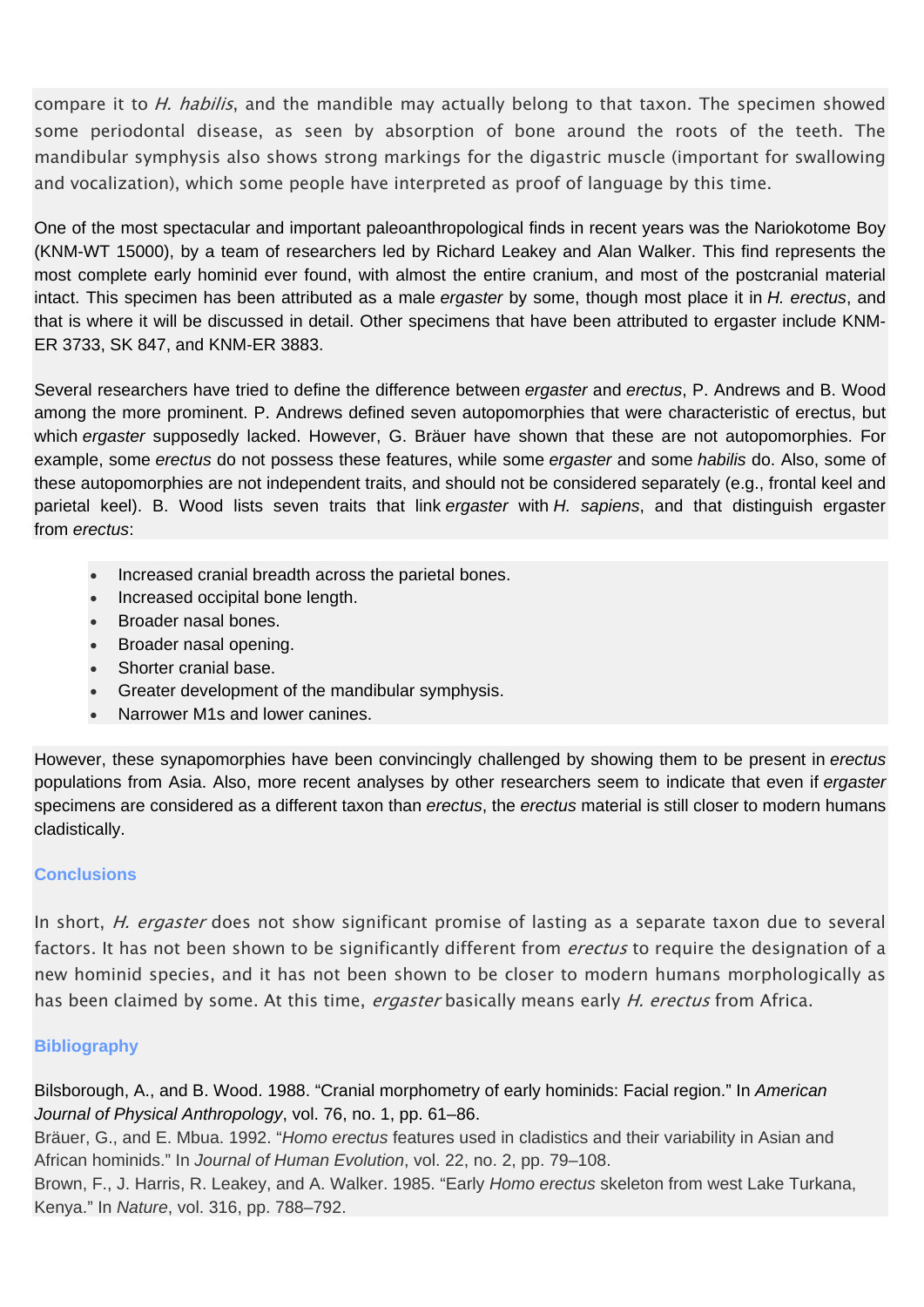compare it to *H. habilis*, and the mandible may actually belong to that taxon. The specimen showed some periodontal disease, as seen by absorption of bone around the roots of the teeth. The mandibular symphysis also shows strong markings for the digastric muscle (important for swallowing and vocalization), which some people have interpreted as proof of language by this time.

One of the most spectacular and important paleoanthropological finds in recent years was the Nariokotome Boy (KNM-WT 15000), by a team of researchers led by Richard Leakey and Alan Walker. This find represents the most complete early hominid ever found, with almost the entire cranium, and most of the postcranial material intact. This specimen has been attributed as a male *ergaster* by some, though most place it in *H. erectus*, and that is where it will be discussed in detail. Other specimens that have been attributed to ergaster include KNM-ER 3733, SK 847, and KNM-ER 3883.

Several researchers have tried to define the difference between *ergaster* and *erectus*, P. Andrews and B. Wood among the more prominent. P. Andrews defined seven autopomorphies that were characteristic of erectus, but which *ergaster* supposedly lacked. However, G. Bräuer have shown that these are not autopomorphies. For example, some *erectus* do not possess these features, while some *ergaster* and some *habilis* do. Also, some of these autopomorphies are not independent traits, and should not be considered separately (e.g., frontal keel and parietal keel). B. Wood lists seven traits that link *ergaster* with *H. sapiens*, and that distinguish ergaster from *erectus*:

- Increased cranial breadth across the parietal bones.
- Increased occipital bone length.
- Broader nasal bones.
- Broader nasal opening.
- Shorter cranial base.
- Greater development of the mandibular symphysis.
- Narrower M1s and lower canines.

However, these synapomorphies have been convincingly challenged by showing them to be present in *erectus* populations from Asia. Also, more recent analyses by other researchers seem to indicate that even if *ergaster* specimens are considered as a different taxon than *erectus*, the *erectus* material is still closer to modern humans cladistically.

## Conclusions

In short, *H. ergaster* does not show significant promise of lasting as a separate taxon due to several factors. It has not been shown to be significantly different from *erectus* to require the designation of a new hominid species, and it has not been shown to be closer to modern humans morphologically as has been claimed by some. At this time, *ergaster* basically means early *H. erectus* from Africa.

## Bibliography

Bilsborough, A., and B. Wood. 1988. "Cranial morphometry of early hominids: Facial region." In *American Journal of Physical Anthropology*, vol. 76, no. 1, pp. 61–86.
Bräuer, G., and E. Mbua. 1992. "*Homo erectus* features used in cladistics and their variability in Asian and African hominids." In *Journal of Human Evolution*, vol. 22, no. 2, pp. 79–108.
Brown, F., J. Harris, R. Leakey, and A. Walker. 1985. "Early *Homo erectus* skeleton from west Lake Turkana, Kenya." In *Nature*, vol. 316, pp. 788–792.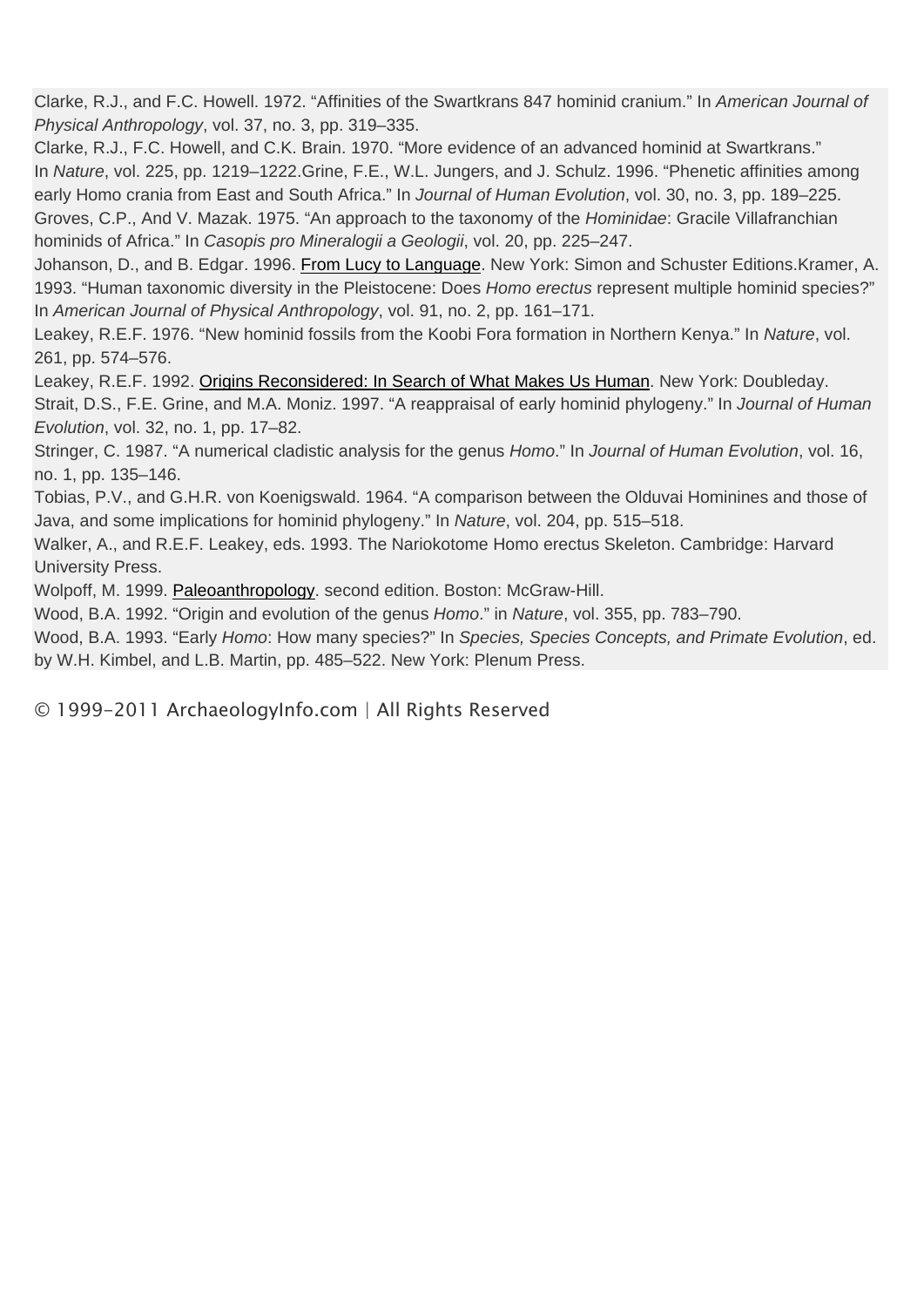Clarke, R.J., and F.C. Howell. 1972. "Affinities of the Swartkrans 847 hominid cranium." In *American Journal of Physical Anthropology*, vol. 37, no. 3, pp. 319–335.

Clarke, R.J., F.C. Howell, and C.K. Brain. 1970. "More evidence of an advanced hominid at Swartkrans." In *Nature*, vol. 225, pp. 1219–1222.Grine, F.E., W.L. Jungers, and J. Schulz. 1996. "Phenetic affinities among early Homo crania from East and South Africa." In *Journal of Human Evolution*, vol. 30, no. 3, pp. 189–225.

Groves, C.P., And V. Mazak. 1975. "An approach to the taxonomy of the *Hominidae*: Gracile Villafranchian hominids of Africa." In *Casopis pro Mineralogii a Geologii*, vol. 20, pp. 225–247.

Johanson, D., and B. Edgar. 1996. From Lucy to Language. New York: Simon and Schuster Editions.Kramer, A. 1993. "Human taxonomic diversity in the Pleistocene: Does *Homo erectus* represent multiple hominid species?" In *American Journal of Physical Anthropology*, vol. 91, no. 2, pp. 161–171.

Leakey, R.E.F. 1976. "New hominid fossils from the Koobi Fora formation in Northern Kenya." In *Nature*, vol. 261, pp. 574–576.

Leakey, R.E.F. 1992. Origins Reconsidered: In Search of What Makes Us Human. New York: Doubleday.

Strait, D.S., F.E. Grine, and M.A. Moniz. 1997. "A reappraisal of early hominid phylogeny." In *Journal of Human Evolution*, vol. 32, no. 1, pp. 17–82.

Stringer, C. 1987. "A numerical cladistic analysis for the genus *Homo*." In *Journal of Human Evolution*, vol. 16, no. 1, pp. 135–146.

Tobias, P.V., and G.H.R. von Koenigswald. 1964. "A comparison between the Olduvai Hominines and those of Java, and some implications for hominid phylogeny." In *Nature*, vol. 204, pp. 515–518.

Walker, A., and R.E.F. Leakey, eds. 1993. The Nariokotome Homo erectus Skeleton. Cambridge: Harvard University Press.

Wolpoff, M. 1999. Paleoanthropology. second edition. Boston: McGraw-Hill.

Wood, B.A. 1992. "Origin and evolution of the genus *Homo*." in *Nature*, vol. 355, pp. 783–790.

Wood, B.A. 1993. "Early *Homo*: How many species?" In *Species, Species Concepts, and Primate Evolution*, ed. by W.H. Kimbel, and L.B. Martin, pp. 485–522. New York: Plenum Press.

© 1999-2011 ArchaeologyInfo.com | All Rights Reserved